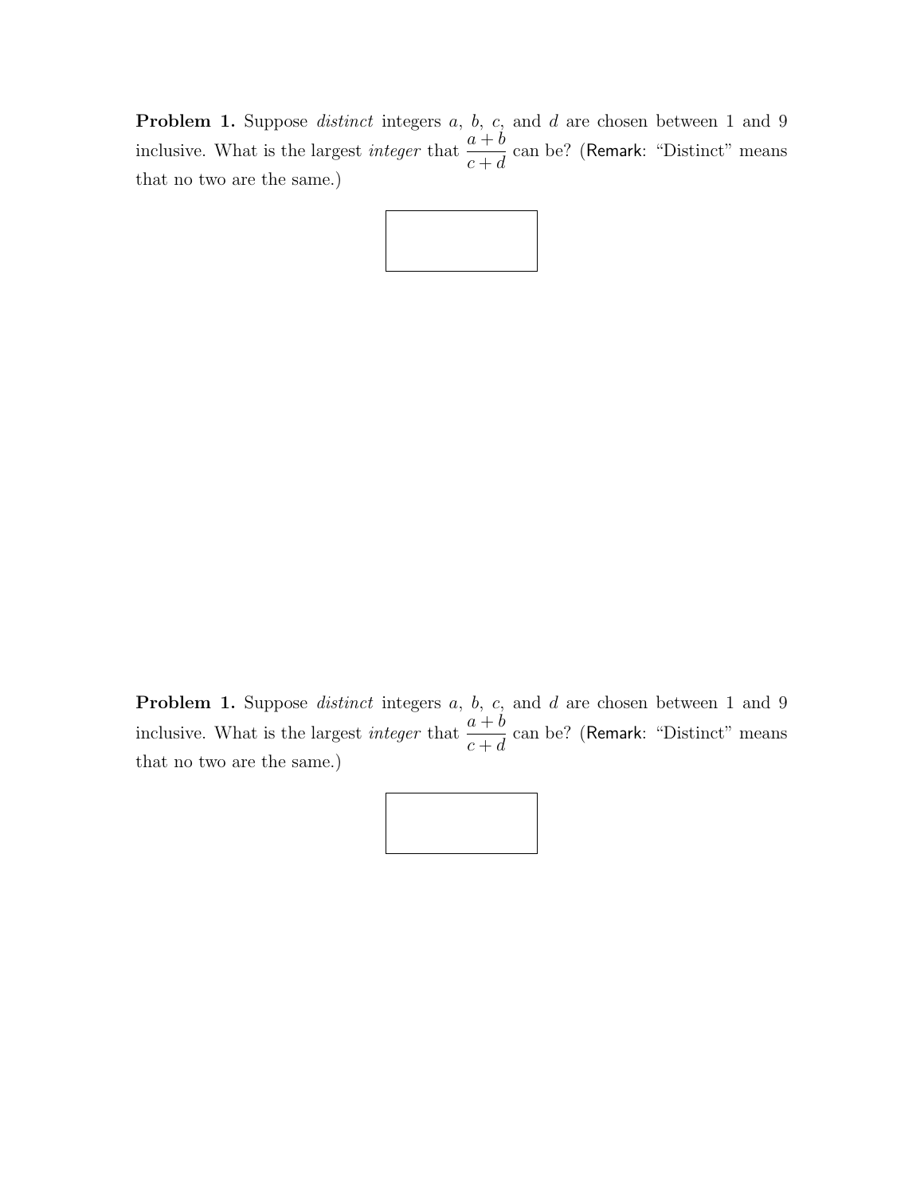**Problem 1.** Suppose *distinct* integers $a$, $b$, $c$, and $d$ are chosen between 1 and 9 inclusive. What is the largest *integer* that $\dfrac{a+b}{c+d}$ can be? (Remark: "Distinct" means that no two are the same.)

**Problem 1.** Suppose *distinct* integers $a$, $b$, $c$, and $d$ are chosen between 1 and 9 inclusive. What is the largest *integer* that $\dfrac{a+b}{c+d}$ can be? (Remark: "Distinct" means that no two are the same.)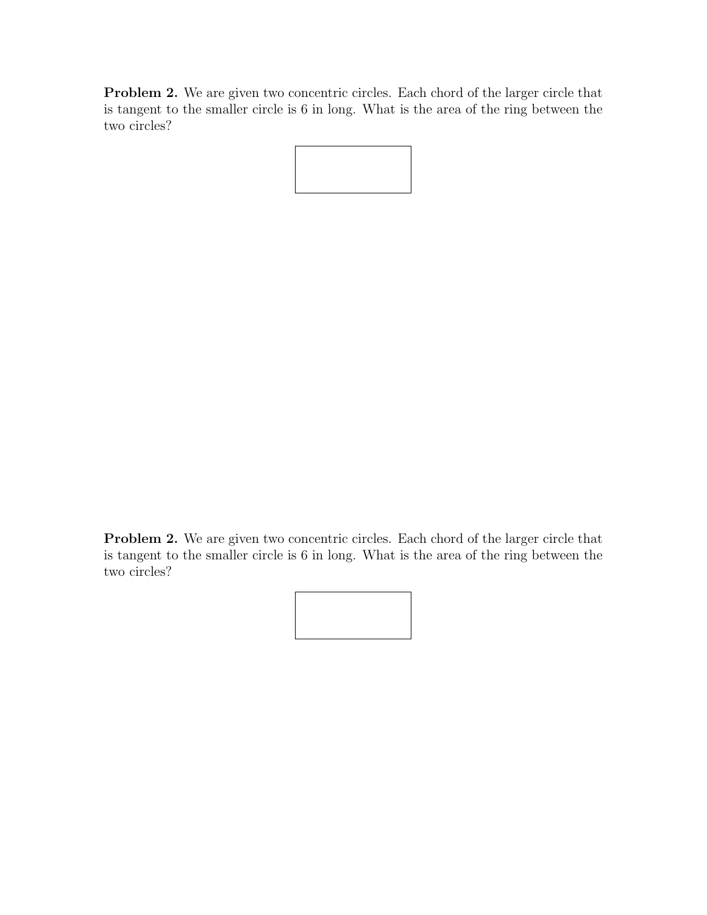**Problem 2.** We are given two concentric circles. Each chord of the larger circle that is tangent to the smaller circle is 6 in long. What is the area of the ring between the two circles?

**Problem 2.** We are given two concentric circles. Each chord of the larger circle that is tangent to the smaller circle is 6 in long. What is the area of the ring between the two circles?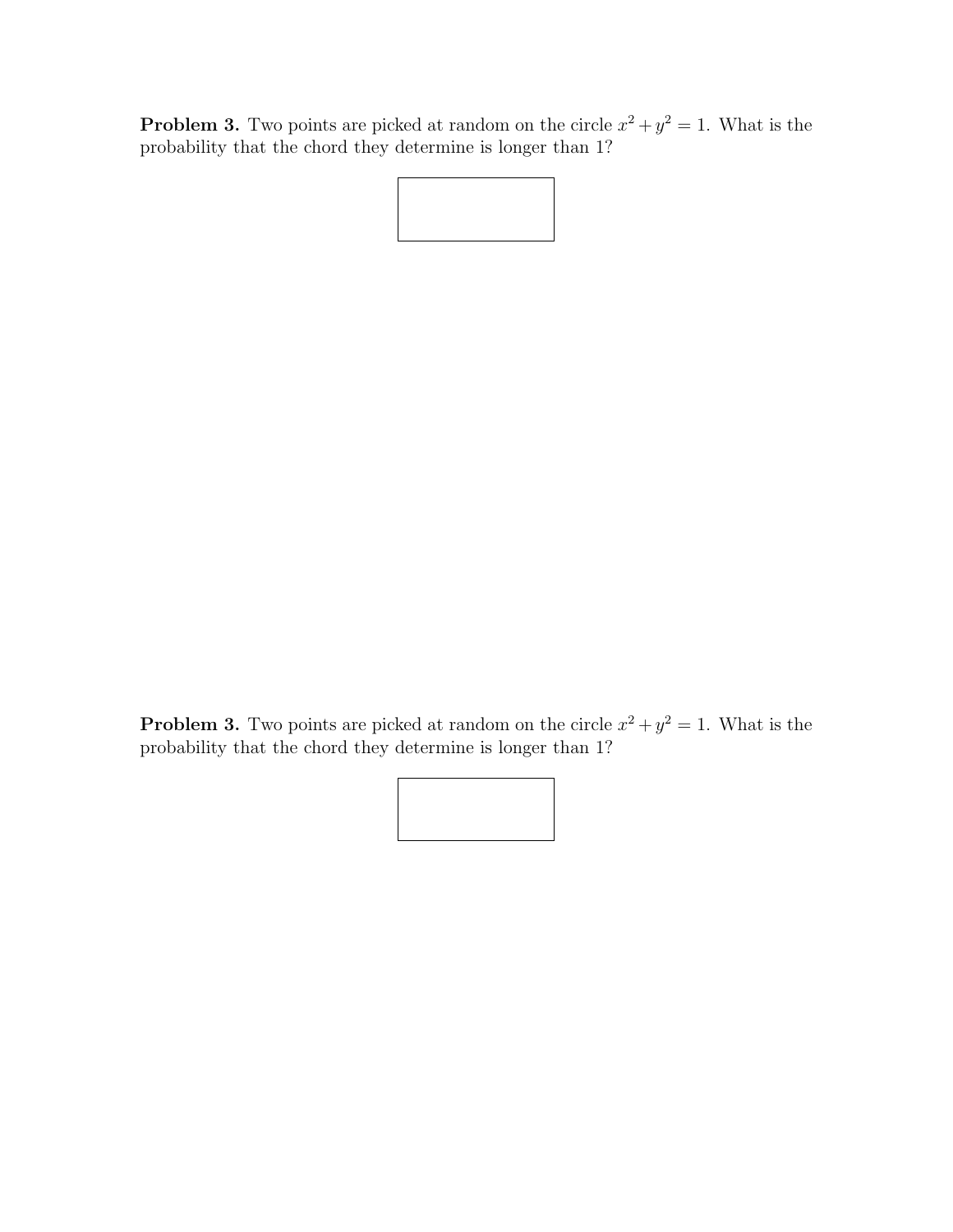**Problem 3.** Two points are picked at random on the circle $x^2 + y^2 = 1$. What is the probability that the chord they determine is longer than 1?

**Problem 3.** Two points are picked at random on the circle $x^2 + y^2 = 1$. What is the probability that the chord they determine is longer than 1?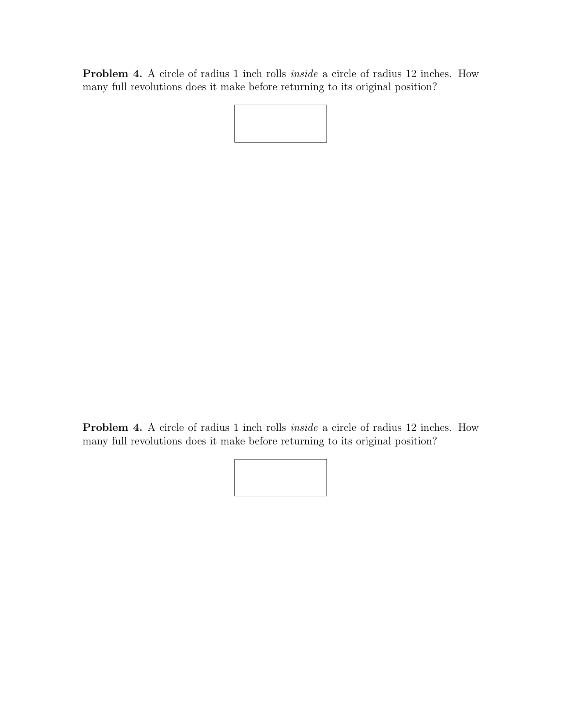**Problem 4.** A circle of radius 1 inch rolls *inside* a circle of radius 12 inches. How many full revolutions does it make before returning to its original position?

**Problem 4.** A circle of radius 1 inch rolls *inside* a circle of radius 12 inches. How many full revolutions does it make before returning to its original position?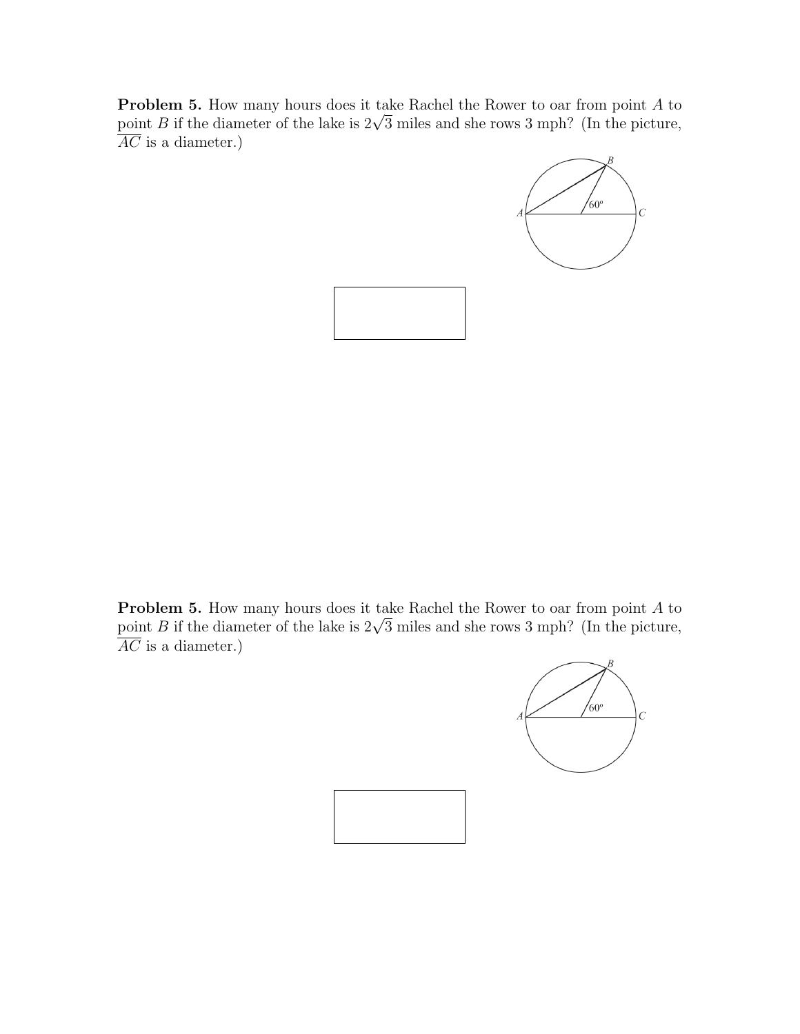**Problem 5.** How many hours does it take Rachel the Rower to oar from point $A$ to point $B$ if the diameter of the lake is $2\sqrt{3}$ miles and she rows 3 mph? (In the picture, $\overline{AC}$ is a diameter.)

**Problem 5.** How many hours does it take Rachel the Rower to oar from point $A$ to point $B$ if the diameter of the lake is $2\sqrt{3}$ miles and she rows 3 mph? (In the picture, $\overline{AC}$ is a diameter.)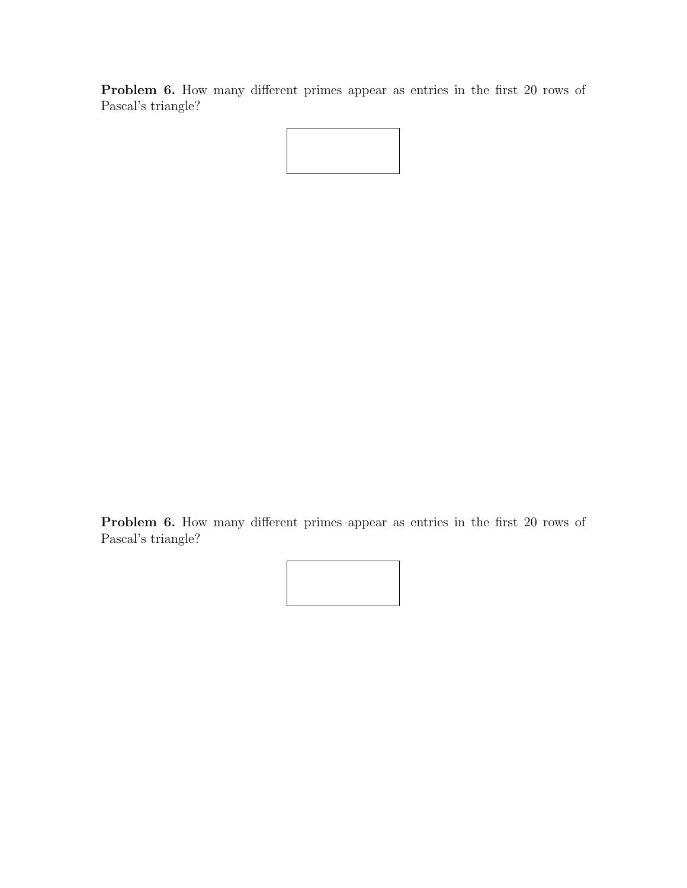**Problem 6.** How many different primes appear as entries in the first 20 rows of Pascal's triangle?

**Problem 6.** How many different primes appear as entries in the first 20 rows of Pascal's triangle?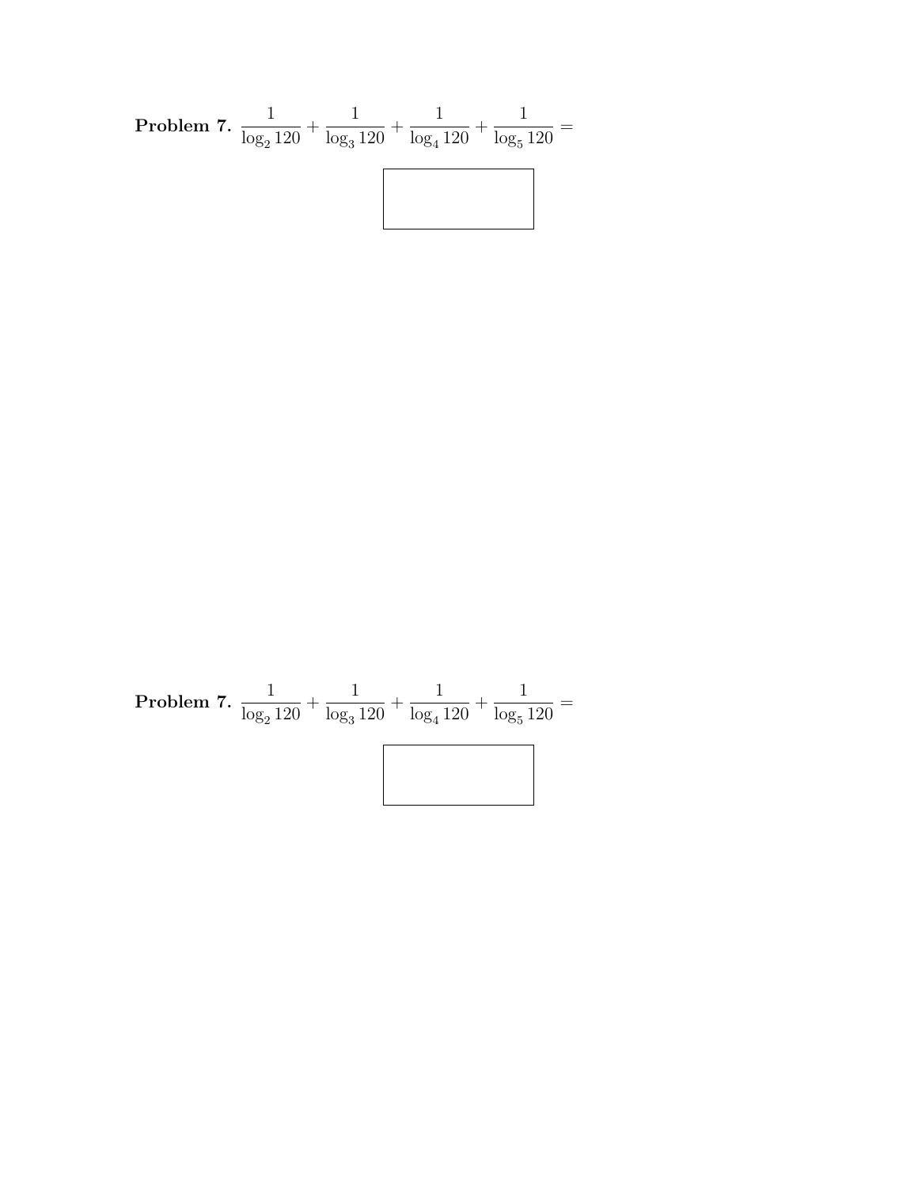**Problem 7.** $\dfrac{1}{\log_2 120} + \dfrac{1}{\log_3 120} + \dfrac{1}{\log_4 120} + \dfrac{1}{\log_5 120} =$

**Problem 7.** $\dfrac{1}{\log_2 120} + \dfrac{1}{\log_3 120} + \dfrac{1}{\log_4 120} + \dfrac{1}{\log_5 120} =$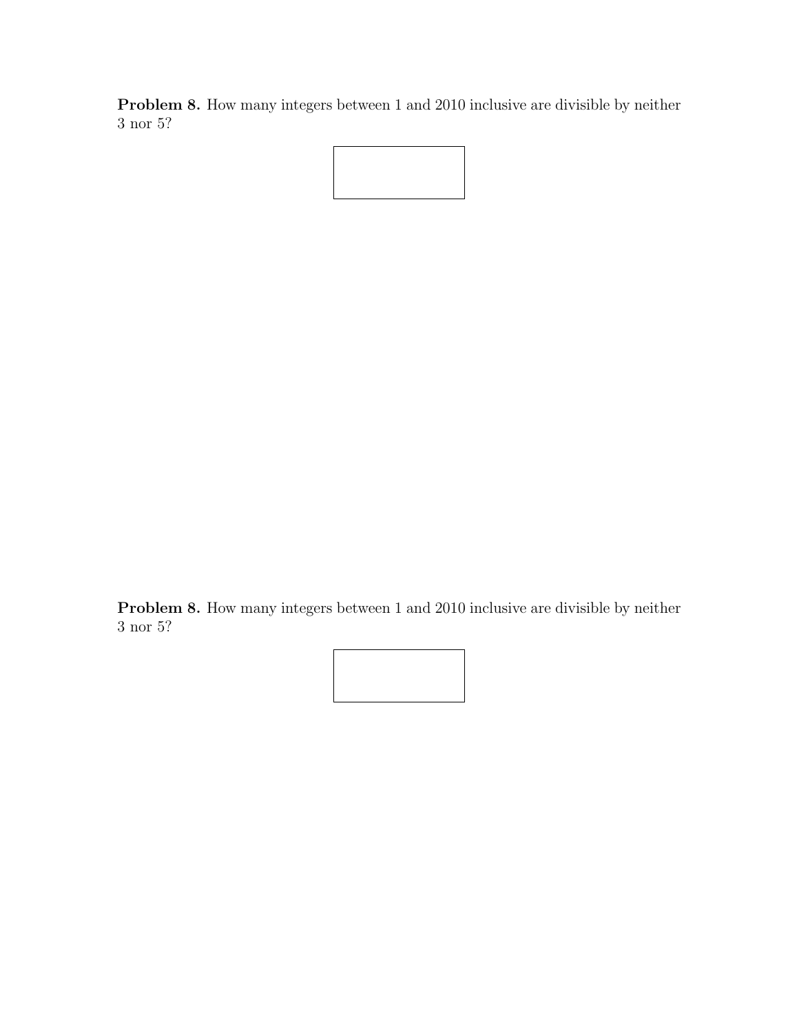**Problem 8.** How many integers between 1 and 2010 inclusive are divisible by neither 3 nor 5?

**Problem 8.** How many integers between 1 and 2010 inclusive are divisible by neither 3 nor 5?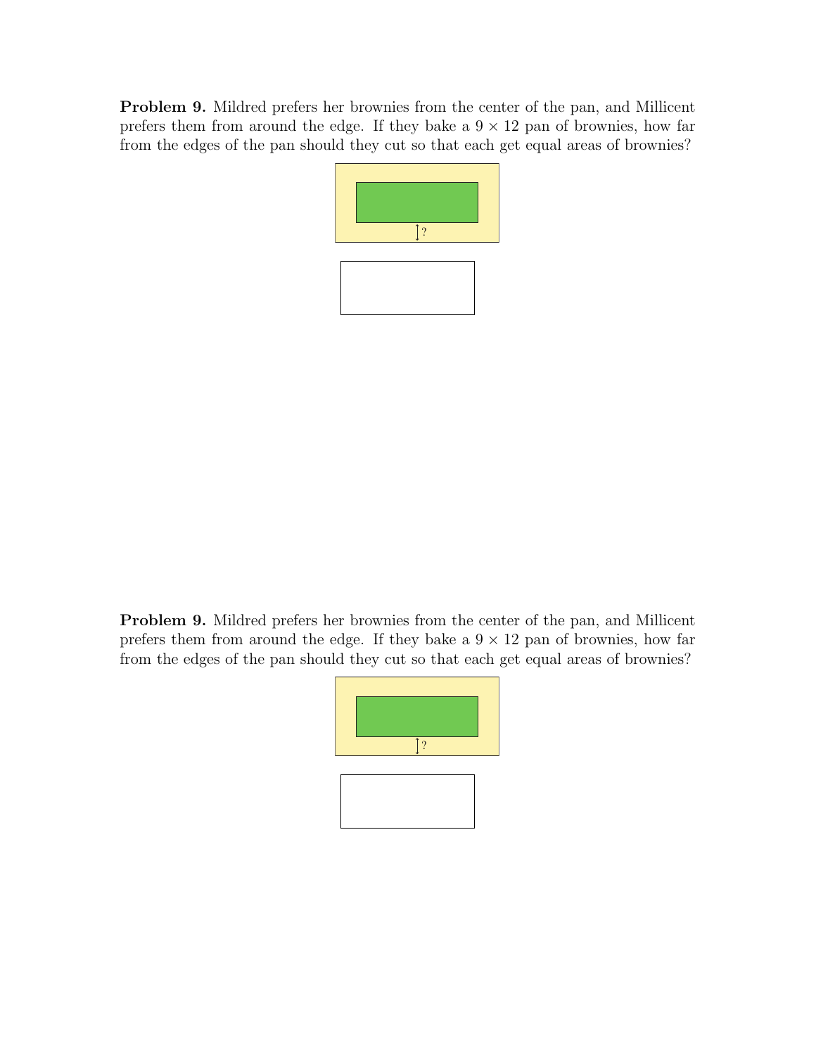**Problem 9.** Mildred prefers her brownies from the center of the pan, and Millicent prefers them from around the edge. If they bake a $9 \times 12$ pan of brownies, how far from the edges of the pan should they cut so that each get equal areas of brownies?

?

**Problem 9.** Mildred prefers her brownies from the center of the pan, and Millicent prefers them from around the edge. If they bake a $9 \times 12$ pan of brownies, how far from the edges of the pan should they cut so that each get equal areas of brownies?

?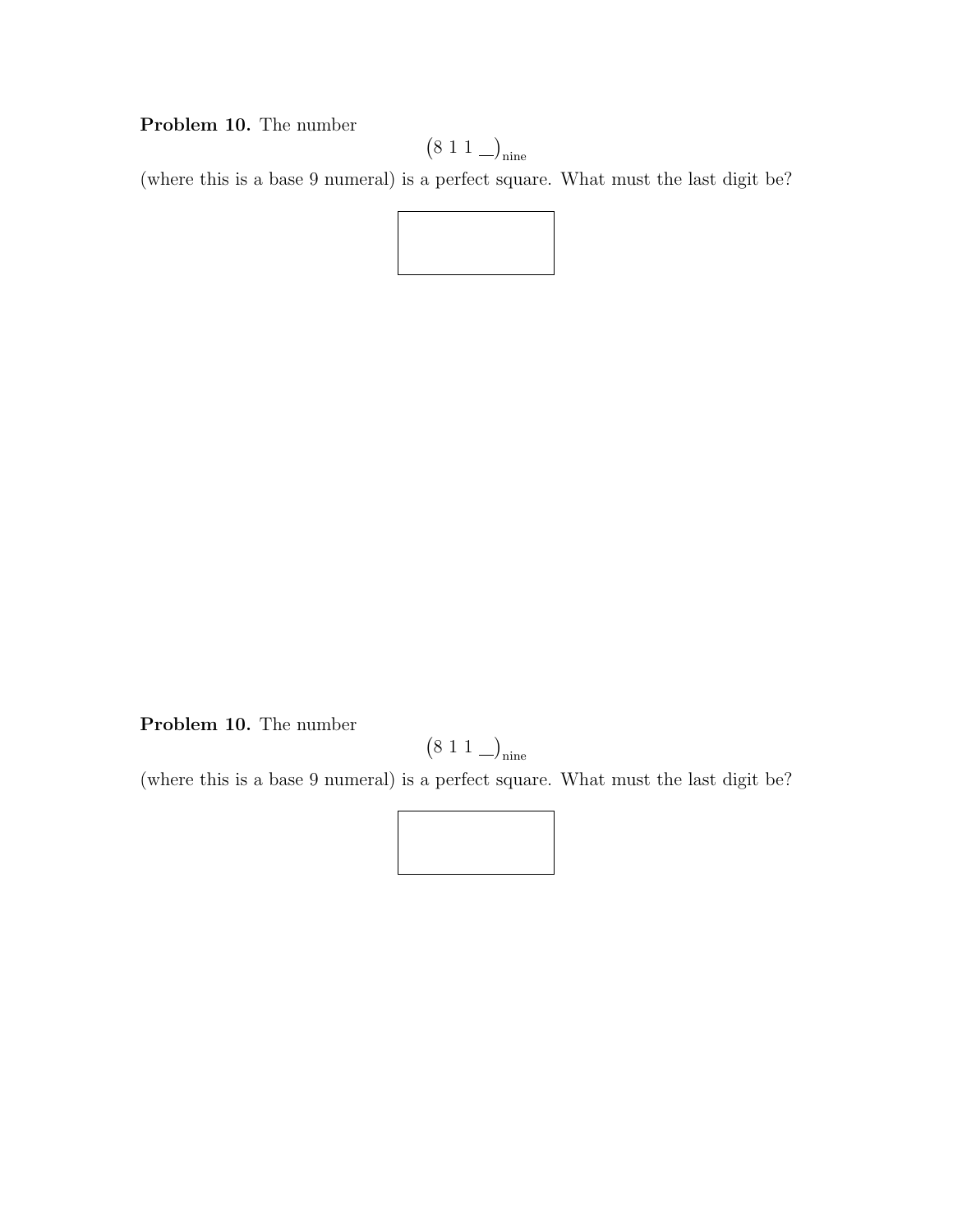**Problem 10.** The number

$$(8\ 1\ 1\ \_)_{\text{nine}}$$

(where this is a base 9 numeral) is a perfect square. What must the last digit be?

**Problem 10.** The number

$$(8\ 1\ 1\ \_)_{\text{nine}}$$

(where this is a base 9 numeral) is a perfect square. What must the last digit be?